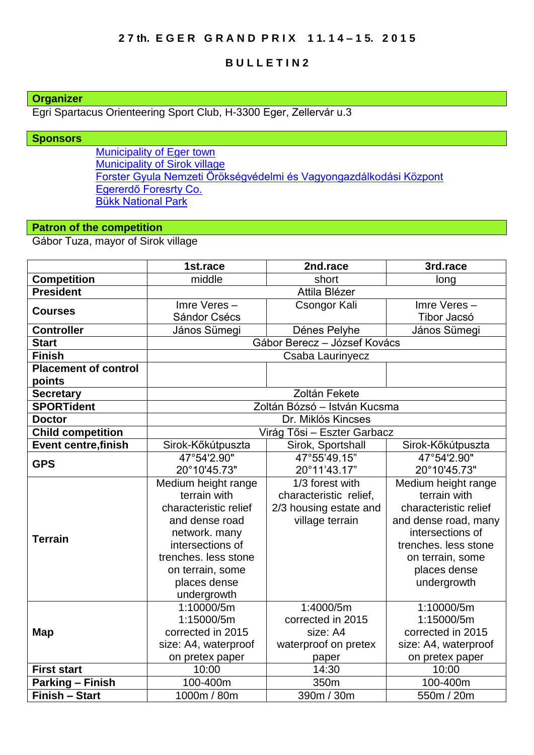# 27th. EGER GRAND PRIX 11.14–15. 2015

## BULLETIN2

## Organizer

Egri Spartacus Orienteering Sport Club, H-3300 Eger, Zellervár u.3

## Sponsors

Municipality of Eger town
Municipality of Sirok village
Forster Gyula Nemzeti Örökségvédelmi és Vagyongazdálkodási Központ
Egererdő Foresrty Co.
Bükk National Park

## Patron of the competition

Gábor Tuza, mayor of Sirok village

| | 1st.race | 2nd.race | 3rd.race |
|---|---|---|---|
| **Competition** | middle | short | long |
| **President** | Attila Blézer | | |
| **Courses** | Imre Veres – Sándor Csécs | Csongor Kali | Imre Veres – Tibor Jacsó |
| **Controller** | János Sümegi | Dénes Pelyhe | János Sümegi |
| **Start** | Gábor Berecz – József Kovács | | |
| **Finish** | Csaba Laurinyecz | | |
| **Placement of control points** | | | |
| **Secretary** | Zoltán Fekete | | |
| **SPORTident** | Zoltán Bózsó – István Kucsma | | |
| **Doctor** | Dr. Miklós Kincses | | |
| **Child competition** | Virág Tősi – Eszter Garbacz | | |
| **Event centre,finish** | Sirok-Kőkútpuszta | Sirok, Sportshall | Sirok-Kőkútpuszta |
| **GPS** | 47°54'2.90" 20°10'45.73" | 47°55'49.15" 20°11'43.17" | 47°54'2.90" 20°10'45.73" |
| **Terrain** | Medium height range terrain with characteristic relief and dense road network. many intersections of trenches. less stone on terrain, some places dense undergrowth | 1/3 forest with characteristic relief, 2/3 housing estate and village terrain | Medium height range terrain with characteristic relief and dense road, many intersections of trenches. less stone on terrain, some places dense undergrowth |
| **Map** | 1:10000/5m 1:15000/5m corrected in 2015 size: A4, waterproof on pretex paper | 1:4000/5m corrected in 2015 size: A4 waterproof on pretex paper | 1:10000/5m 1:15000/5m corrected in 2015 size: A4, waterproof on pretex paper |
| **First start** | 10:00 | 14:30 | 10:00 |
| **Parking – Finish** | 100-400m | 350m | 100-400m |
| **Finish – Start** | 1000m / 80m | 390m / 30m | 550m / 20m |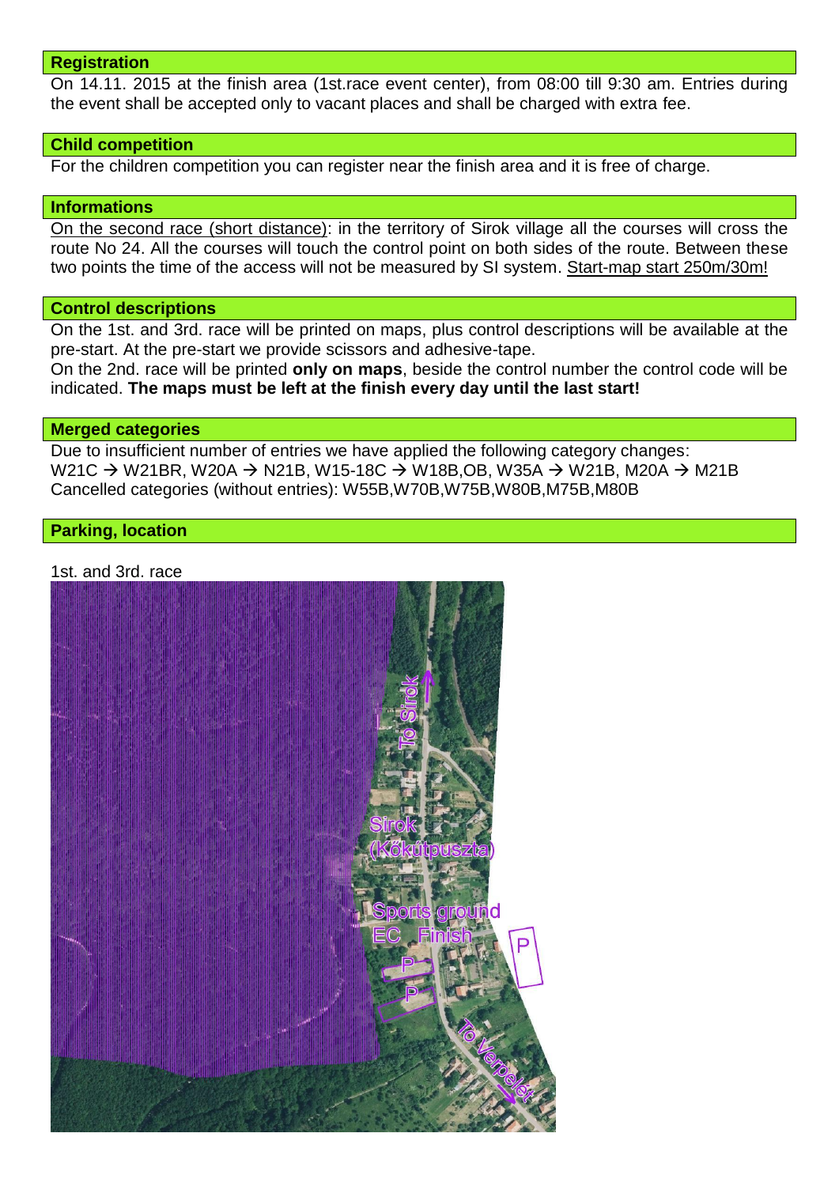## Registration

On 14.11. 2015 at the finish area (1st.race event center), from 08:00 till 9:30 am. Entries during the event shall be accepted only to vacant places and shall be charged with extra fee.

## Child competition

For the children competition you can register near the finish area and it is free of charge.

## Informations

On the second race (short distance): in the territory of Sirok village all the courses will cross the route No 24. All the courses will touch the control point on both sides of the route. Between these two points the time of the access will not be measured by SI system. Start-map start 250m/30m!

## Control descriptions

On the 1st. and 3rd. race will be printed on maps, plus control descriptions will be available at the pre-start. At the pre-start we provide scissors and adhesive-tape.

On the 2nd. race will be printed **only on maps**, beside the control number the control code will be indicated. **The maps must be left at the finish every day until the last start!**

## Merged categories

Due to insufficient number of entries we have applied the following category changes:
W21C → W21BR, W20A → N21B, W15-18C → W18B,OB, W35A → W21B, M20A → M21B
Cancelled categories (without entries): W55B,W70B,W75B,W80B,M75B,M80B

## Parking, location

1st. and 3rd. race

To Sirok

Sirok (Kőkútpuszta)

Sports ground

EC Finish

P

P

P

To Verpelét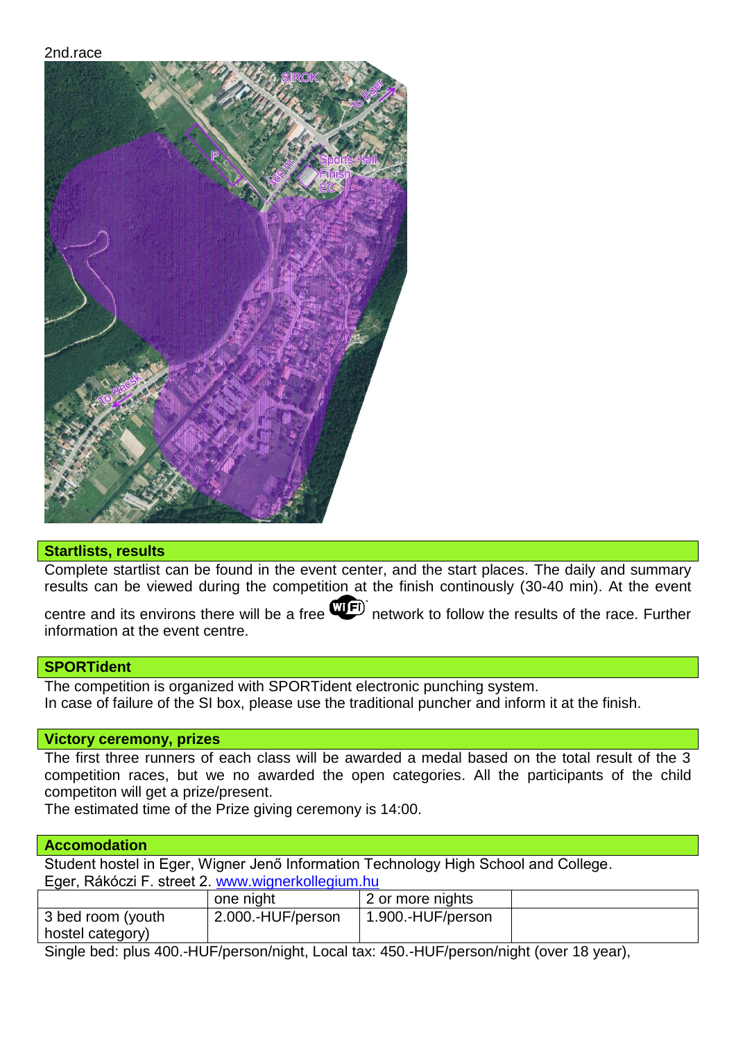2nd.race

## Startlists, results

Complete startlist can be found in the event center, and the start places. The daily and summary results can be viewed during the competition at the finish continously (30-40 min). At the event centre and its environs there will be a free WiFi network to follow the results of the race. Further information at the event centre.

## SPORTident

The competition is organized with SPORTident electronic punching system.
In case of failure of the SI box, please use the traditional puncher and inform it at the finish.

## Victory ceremony, prizes

The first three runners of each class will be awarded a medal based on the total result of the 3 competition races, but we no awarded the open categories. All the participants of the child competiton will get a prize/present.
The estimated time of the Prize giving ceremony is 14:00.

## Accomodation

Student hostel in Eger, Wigner Jenő Information Technology High School and College.
Eger, Rákóczi F. street 2. www.wignerkollegium.hu

| | one night | 2 or more nights | |
|---|---|---|---|
| 3 bed room (youth hostel category) | 2.000.-HUF/person | 1.900.-HUF/person | |

Single bed: plus 400.-HUF/person/night, Local tax: 450.-HUF/person/night (over 18 year),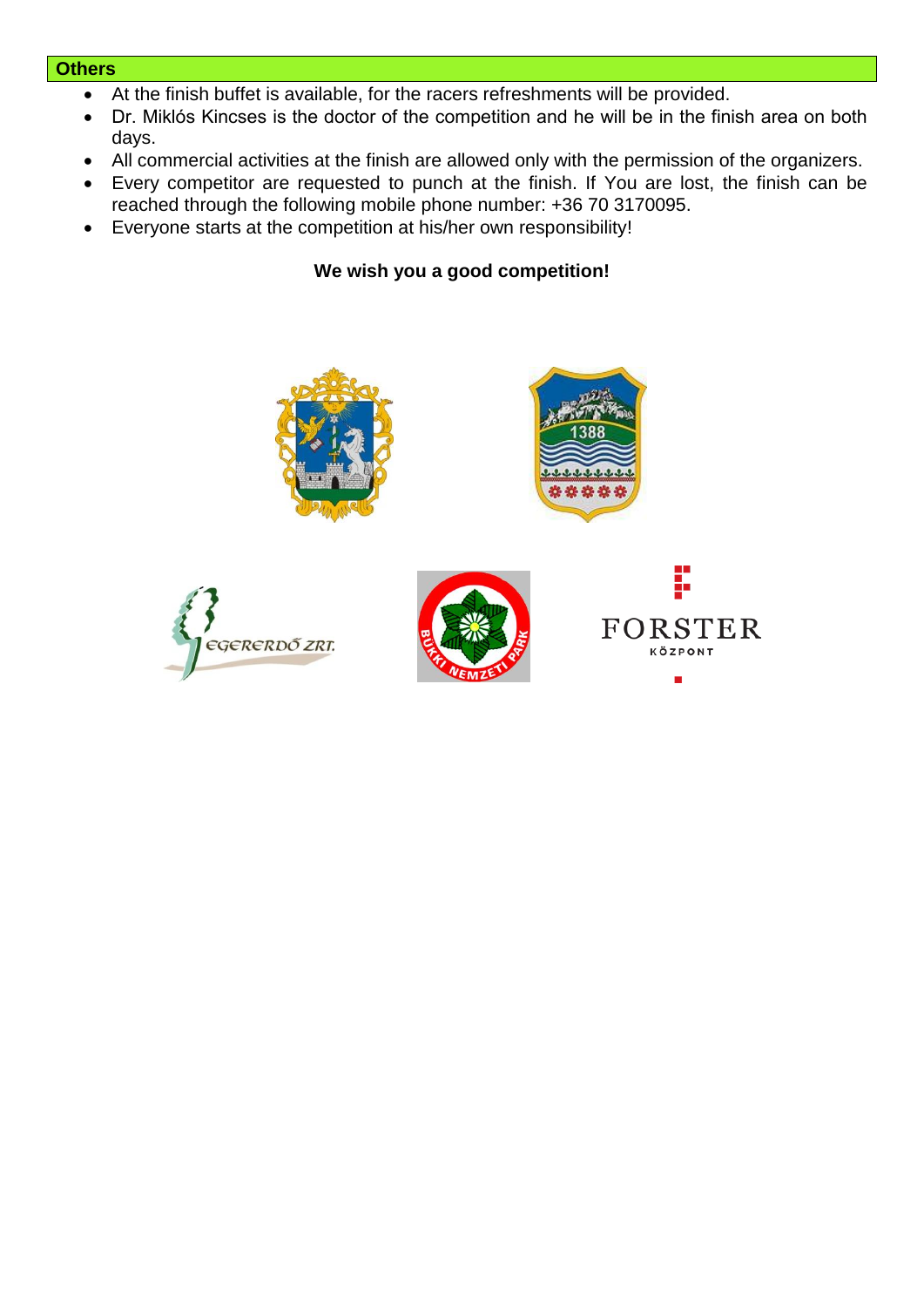## Others

- At the finish buffet is available, for the racers refreshments will be provided.
- Dr. Miklós Kincses is the doctor of the competition and he will be in the finish area on both days.
- All commercial activities at the finish are allowed only with the permission of the organizers.
- Every competitor are requested to punch at the finish. If You are lost, the finish can be reached through the following mobile phone number: +36 70 3170095.
- Everyone starts at the competition at his/her own responsibility!

**We wish you a good competition!**